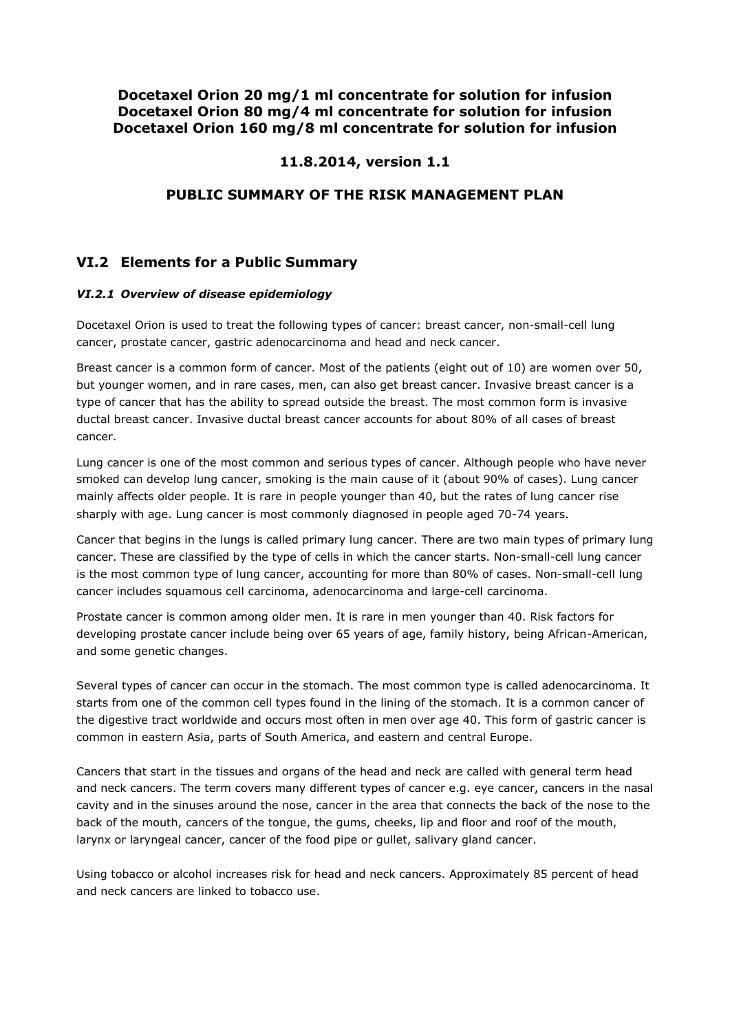# Docetaxel Orion 20 mg/1 ml concentrate for solution for infusion
# Docetaxel Orion 80 mg/4 ml concentrate for solution for infusion
# Docetaxel Orion 160 mg/8 ml concentrate for solution for infusion

**11.8.2014, version 1.1**

**PUBLIC SUMMARY OF THE RISK MANAGEMENT PLAN**

## VI.2 Elements for a Public Summary

### *VI.2.1 Overview of disease epidemiology*

Docetaxel Orion is used to treat the following types of cancer: breast cancer, non-small-cell lung cancer, prostate cancer, gastric adenocarcinoma and head and neck cancer.

Breast cancer is a common form of cancer. Most of the patients (eight out of 10) are women over 50, but younger women, and in rare cases, men, can also get breast cancer. Invasive breast cancer is a type of cancer that has the ability to spread outside the breast. The most common form is invasive ductal breast cancer. Invasive ductal breast cancer accounts for about 80% of all cases of breast cancer.

Lung cancer is one of the most common and serious types of cancer. Although people who have never smoked can develop lung cancer, smoking is the main cause of it (about 90% of cases). Lung cancer mainly affects older people. It is rare in people younger than 40, but the rates of lung cancer rise sharply with age. Lung cancer is most commonly diagnosed in people aged 70-74 years.

Cancer that begins in the lungs is called primary lung cancer. There are two main types of primary lung cancer. These are classified by the type of cells in which the cancer starts. Non-small-cell lung cancer is the most common type of lung cancer, accounting for more than 80% of cases. Non-small-cell lung cancer includes squamous cell carcinoma, adenocarcinoma and large-cell carcinoma.

Prostate cancer is common among older men. It is rare in men younger than 40. Risk factors for developing prostate cancer include being over 65 years of age, family history, being African-American, and some genetic changes.

Several types of cancer can occur in the stomach. The most common type is called adenocarcinoma. It starts from one of the common cell types found in the lining of the stomach. It is a common cancer of the digestive tract worldwide and occurs most often in men over age 40. This form of gastric cancer is common in eastern Asia, parts of South America, and eastern and central Europe.

Cancers that start in the tissues and organs of the head and neck are called with general term head and neck cancers. The term covers many different types of cancer e.g. eye cancer, cancers in the nasal cavity and in the sinuses around the nose, cancer in the area that connects the back of the nose to the back of the mouth, cancers of the tongue, the gums, cheeks, lip and floor and roof of the mouth, larynx or laryngeal cancer, cancer of the food pipe or gullet, salivary gland cancer.

Using tobacco or alcohol increases risk for head and neck cancers. Approximately 85 percent of head and neck cancers are linked to tobacco use.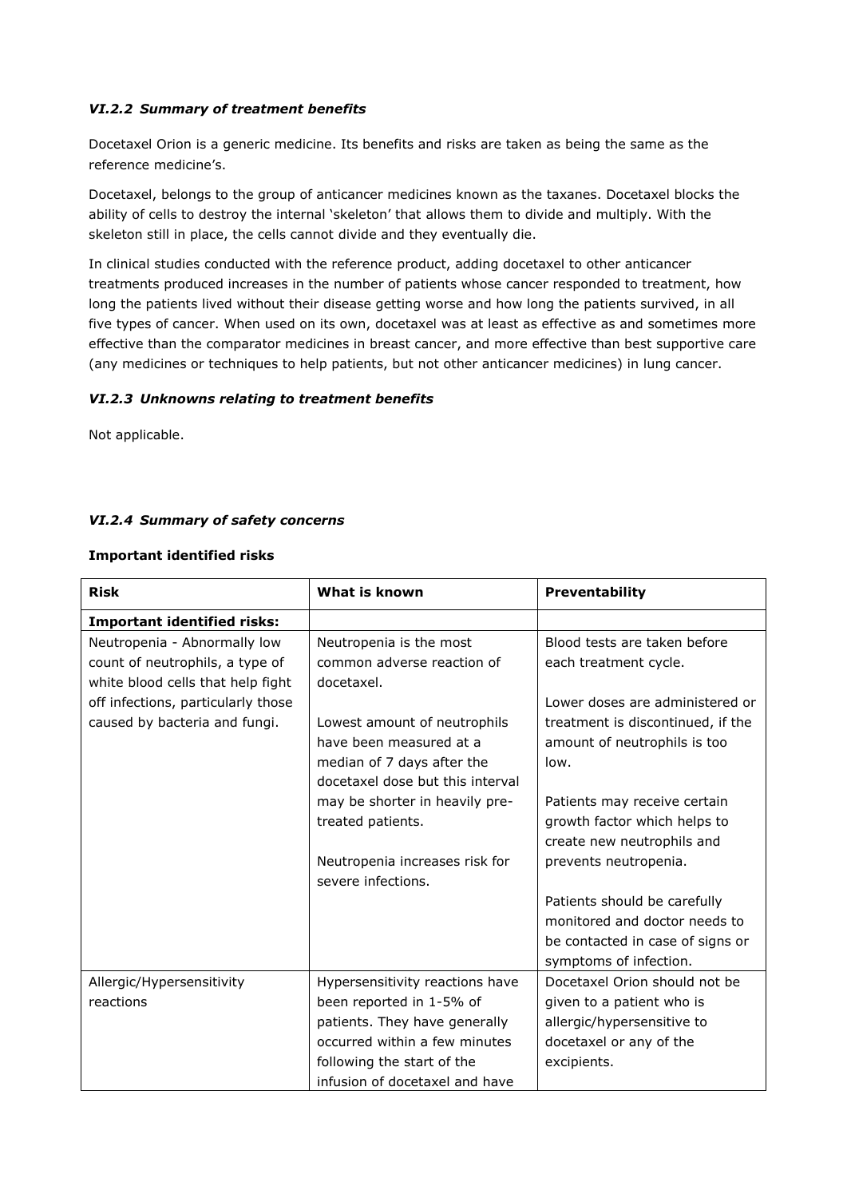### *VI.2.2 Summary of treatment benefits*

Docetaxel Orion is a generic medicine. Its benefits and risks are taken as being the same as the reference medicine's.

Docetaxel, belongs to the group of anticancer medicines known as the taxanes. Docetaxel blocks the ability of cells to destroy the internal 'skeleton' that allows them to divide and multiply. With the skeleton still in place, the cells cannot divide and they eventually die.

In clinical studies conducted with the reference product, adding docetaxel to other anticancer treatments produced increases in the number of patients whose cancer responded to treatment, how long the patients lived without their disease getting worse and how long the patients survived, in all five types of cancer. When used on its own, docetaxel was at least as effective as and sometimes more effective than the comparator medicines in breast cancer, and more effective than best supportive care (any medicines or techniques to help patients, but not other anticancer medicines) in lung cancer.

### *VI.2.3 Unknowns relating to treatment benefits*

Not applicable.

### *VI.2.4 Summary of safety concerns*

**Important identified risks**

| **Risk** | **What is known** | **Preventability** |
|---|---|---|
| **Important identified risks:** | | |
| Neutropenia - Abnormally low count of neutrophils, a type of white blood cells that help fight off infections, particularly those caused by bacteria and fungi. | Neutropenia is the most common adverse reaction of docetaxel.<br><br>Lowest amount of neutrophils have been measured at a median of 7 days after the docetaxel dose but this interval may be shorter in heavily pre-treated patients.<br><br>Neutropenia increases risk for severe infections. | Blood tests are taken before each treatment cycle.<br><br>Lower doses are administered or treatment is discontinued, if the amount of neutrophils is too low.<br><br>Patients may receive certain growth factor which helps to create new neutrophils and prevents neutropenia.<br><br>Patients should be carefully monitored and doctor needs to be contacted in case of signs or symptoms of infection. |
| Allergic/Hypersensitivity reactions | Hypersensitivity reactions have been reported in 1-5% of patients. They have generally occurred within a few minutes following the start of the infusion of docetaxel and have | Docetaxel Orion should not be given to a patient who is allergic/hypersensitive to docetaxel or any of the excipients. |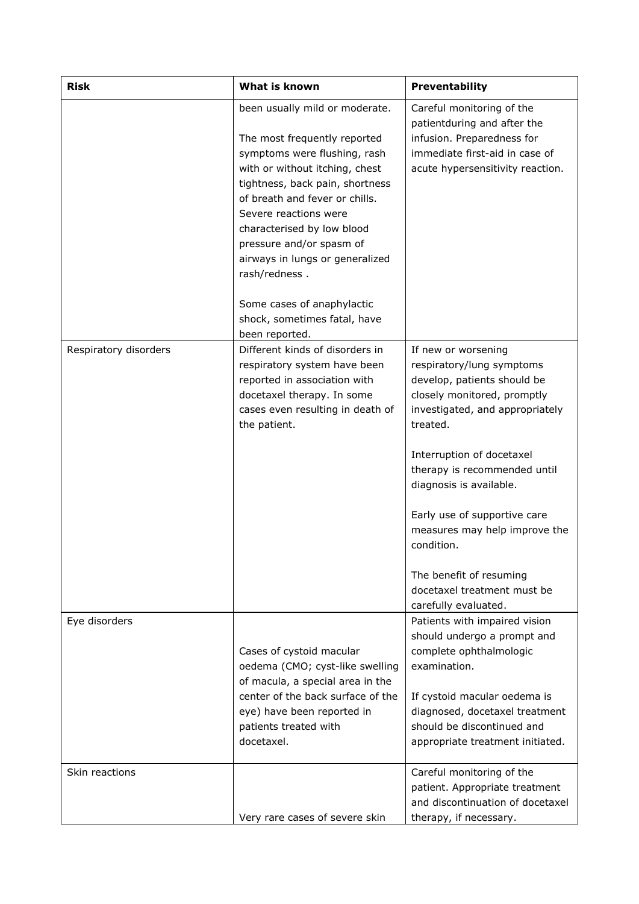| Risk | What is known | Preventability |
|---|---|---|
| | been usually mild or moderate.<br><br>The most frequently reported symptoms were flushing, rash with or without itching, chest tightness, back pain, shortness of breath and fever or chills. Severe reactions were characterised by low blood pressure and/or spasm of airways in lungs or generalized rash/redness .<br><br>Some cases of anaphylactic shock, sometimes fatal, have been reported. | Careful monitoring of the patientduring and after the infusion. Preparedness for immediate first-aid in case of acute hypersensitivity reaction. |
| Respiratory disorders | Different kinds of disorders in respiratory system have been reported in association with docetaxel therapy. In some cases even resulting in death of the patient. | If new or worsening respiratory/lung symptoms develop, patients should be closely monitored, promptly investigated, and appropriately treated.<br><br>Interruption of docetaxel therapy is recommended until diagnosis is available.<br><br>Early use of supportive care measures may help improve the condition.<br><br>The benefit of resuming docetaxel treatment must be carefully evaluated. |
| Eye disorders | Cases of cystoid macular oedema (CMO; cyst-like swelling of macula, a special area in the center of the back surface of the eye) have been reported in patients treated with docetaxel. | Patients with impaired vision should undergo a prompt and complete ophthalmologic examination.<br><br>If cystoid macular oedema is diagnosed, docetaxel treatment should be discontinued and appropriate treatment initiated. |
| Skin reactions | Very rare cases of severe skin | Careful monitoring of the patient. Appropriate treatment and discontinuation of docetaxel therapy, if necessary. |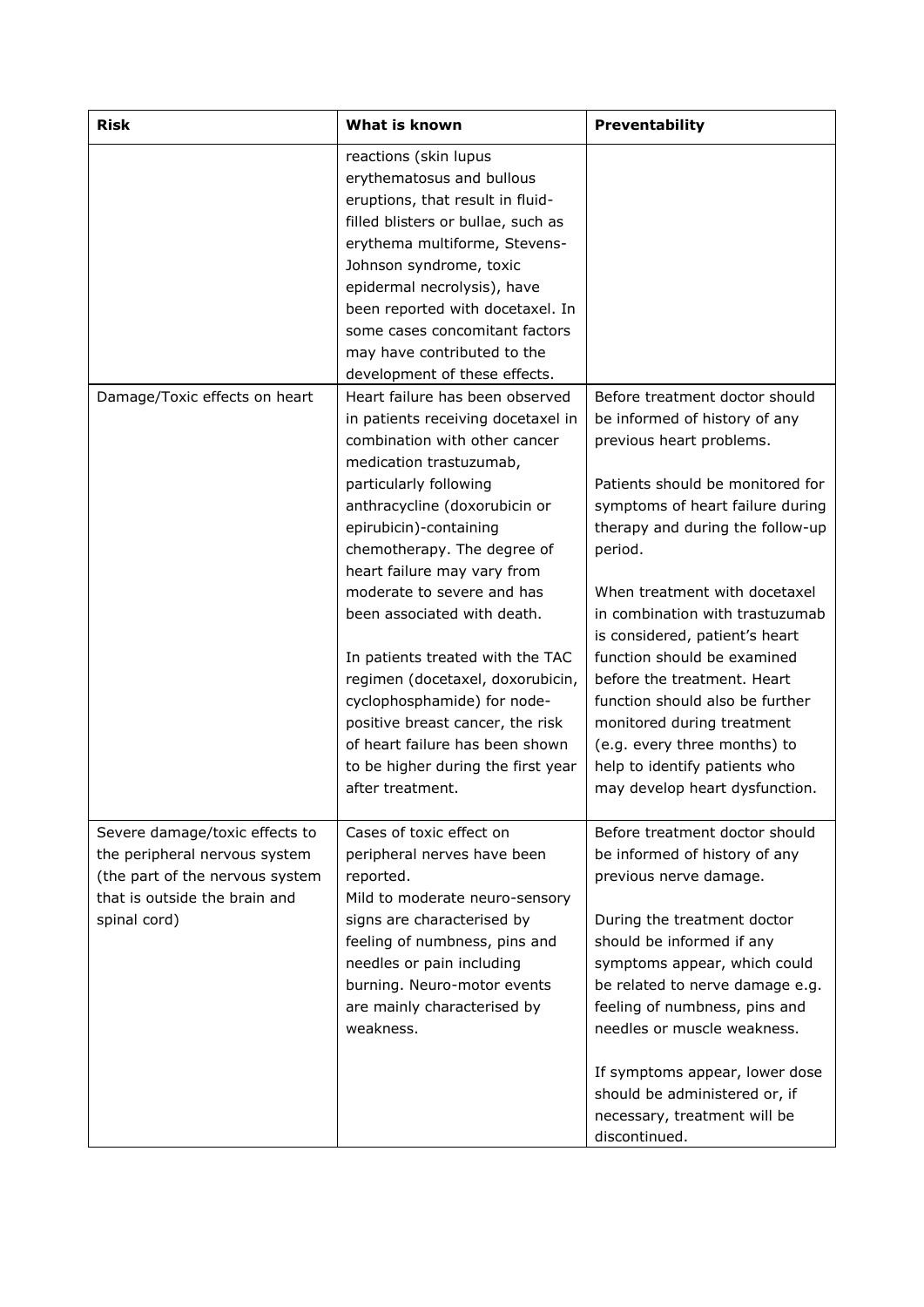| Risk | What is known | Preventability |
|---|---|---|
| | reactions (skin lupus erythematosus and bullous eruptions, that result in fluid-filled blisters or bullae, such as erythema multiforme, Stevens-Johnson syndrome, toxic epidermal necrolysis), have been reported with docetaxel. In some cases concomitant factors may have contributed to the development of these effects. | |
| Damage/Toxic effects on heart | Heart failure has been observed in patients receiving docetaxel in combination with other cancer medication trastuzumab, particularly following anthracycline (doxorubicin or epirubicin)-containing chemotherapy. The degree of heart failure may vary from moderate to severe and has been associated with death.<br><br>In patients treated with the TAC regimen (docetaxel, doxorubicin, cyclophosphamide) for node-positive breast cancer, the risk of heart failure has been shown to be higher during the first year after treatment. | Before treatment doctor should be informed of history of any previous heart problems.<br><br>Patients should be monitored for symptoms of heart failure during therapy and during the follow-up period.<br><br>When treatment with docetaxel in combination with trastuzumab is considered, patient's heart function should be examined before the treatment. Heart function should also be further monitored during treatment (e.g. every three months) to help to identify patients who may develop heart dysfunction. |
| Severe damage/toxic effects to the peripheral nervous system (the part of the nervous system that is outside the brain and spinal cord) | Cases of toxic effect on peripheral nerves have been reported.<br>Mild to moderate neuro-sensory signs are characterised by feeling of numbness, pins and needles or pain including burning. Neuro-motor events are mainly characterised by weakness. | Before treatment doctor should be informed of history of any previous nerve damage.<br><br>During the treatment doctor should be informed if any symptoms appear, which could be related to nerve damage e.g. feeling of numbness, pins and needles or muscle weakness.<br><br>If symptoms appear, lower dose should be administered or, if necessary, treatment will be discontinued. |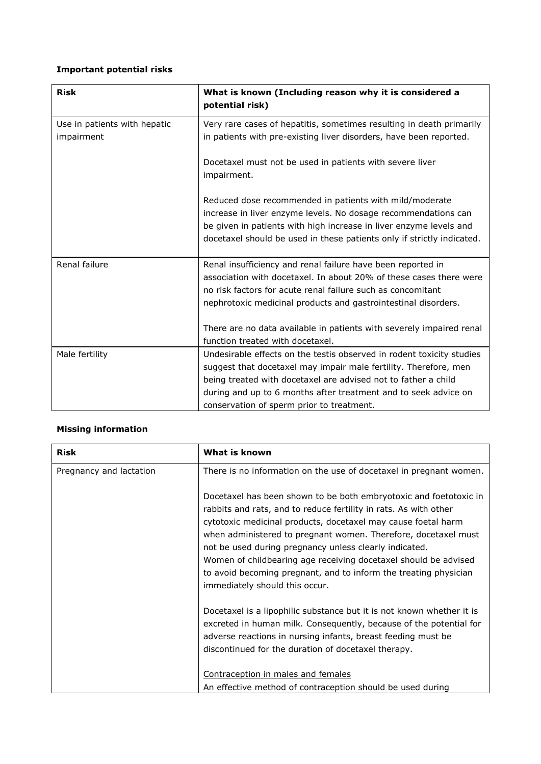**Important potential risks**

| Risk | What is known (Including reason why it is considered a potential risk) |
|---|---|
| Use in patients with hepatic impairment | Very rare cases of hepatitis, sometimes resulting in death primarily in patients with pre-existing liver disorders, have been reported.<br><br>Docetaxel must not be used in patients with severe liver impairment.<br><br>Reduced dose recommended in patients with mild/moderate increase in liver enzyme levels. No dosage recommendations can be given in patients with high increase in liver enzyme levels and docetaxel should be used in these patients only if strictly indicated. |
| Renal failure | Renal insufficiency and renal failure have been reported in association with docetaxel. In about 20% of these cases there were no risk factors for acute renal failure such as concomitant nephrotoxic medicinal products and gastrointestinal disorders.<br><br>There are no data available in patients with severely impaired renal function treated with docetaxel. |
| Male fertility | Undesirable effects on the testis observed in rodent toxicity studies suggest that docetaxel may impair male fertility. Therefore, men being treated with docetaxel are advised not to father a child during and up to 6 months after treatment and to seek advice on conservation of sperm prior to treatment. |

**Missing information**

| Risk | What is known |
|---|---|
| Pregnancy and lactation | There is no information on the use of docetaxel in pregnant women.<br><br>Docetaxel has been shown to be both embryotoxic and foetotoxic in rabbits and rats, and to reduce fertility in rats. As with other cytotoxic medicinal products, docetaxel may cause foetal harm when administered to pregnant women. Therefore, docetaxel must not be used during pregnancy unless clearly indicated.<br>Women of childbearing age receiving docetaxel should be advised to avoid becoming pregnant, and to inform the treating physician immediately should this occur.<br><br>Docetaxel is a lipophilic substance but it is not known whether it is excreted in human milk. Consequently, because of the potential for adverse reactions in nursing infants, breast feeding must be discontinued for the duration of docetaxel therapy.<br><br><u>Contraception in males and females</u><br>An effective method of contraception should be used during |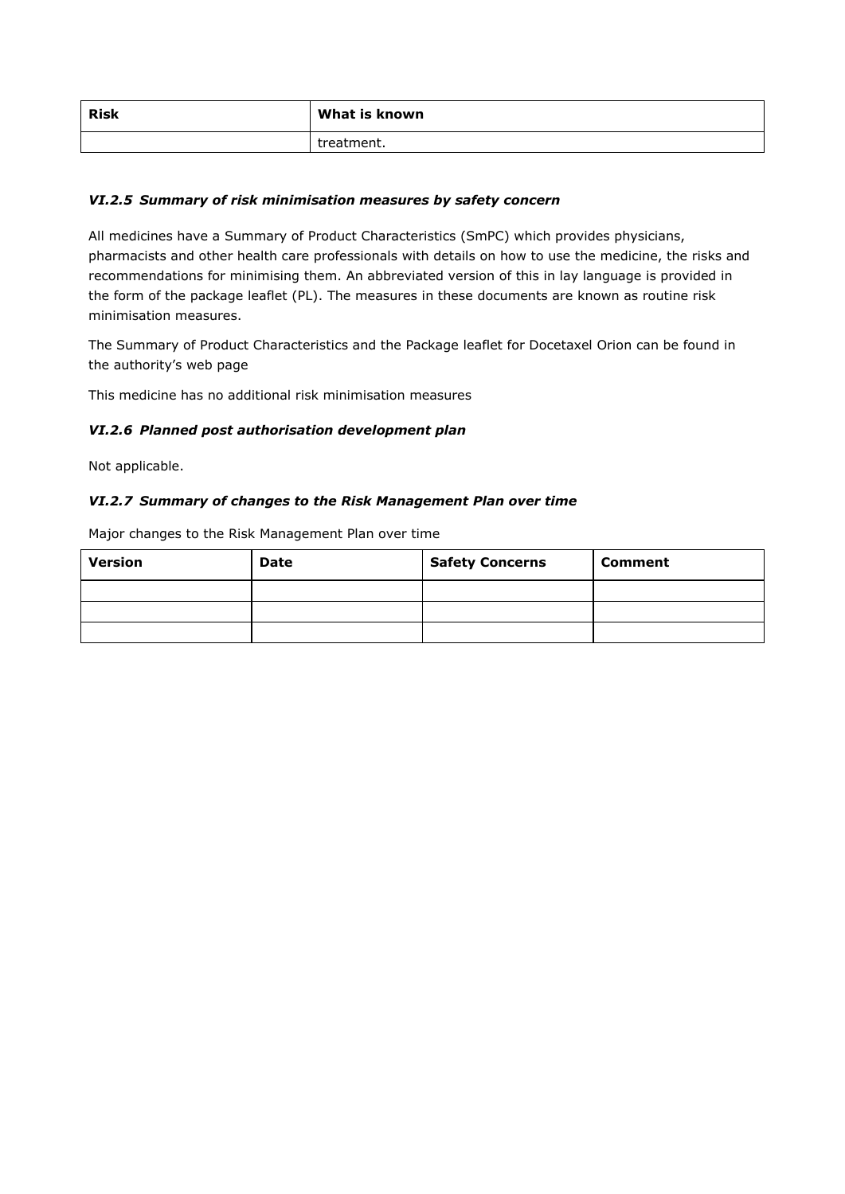| Risk | What is known |
|---|---|
| | treatment. |

### *VI.2.5 Summary of risk minimisation measures by safety concern*

All medicines have a Summary of Product Characteristics (SmPC) which provides physicians, pharmacists and other health care professionals with details on how to use the medicine, the risks and recommendations for minimising them. An abbreviated version of this in lay language is provided in the form of the package leaflet (PL). The measures in these documents are known as routine risk minimisation measures.

The Summary of Product Characteristics and the Package leaflet for Docetaxel Orion can be found in the authority's web page

This medicine has no additional risk minimisation measures

### *VI.2.6 Planned post authorisation development plan*

Not applicable.

### *VI.2.7 Summary of changes to the Risk Management Plan over time*

Major changes to the Risk Management Plan over time

| Version | Date | Safety Concerns | Comment |
|---|---|---|---|
| | | | |
| | | | |
| | | | |